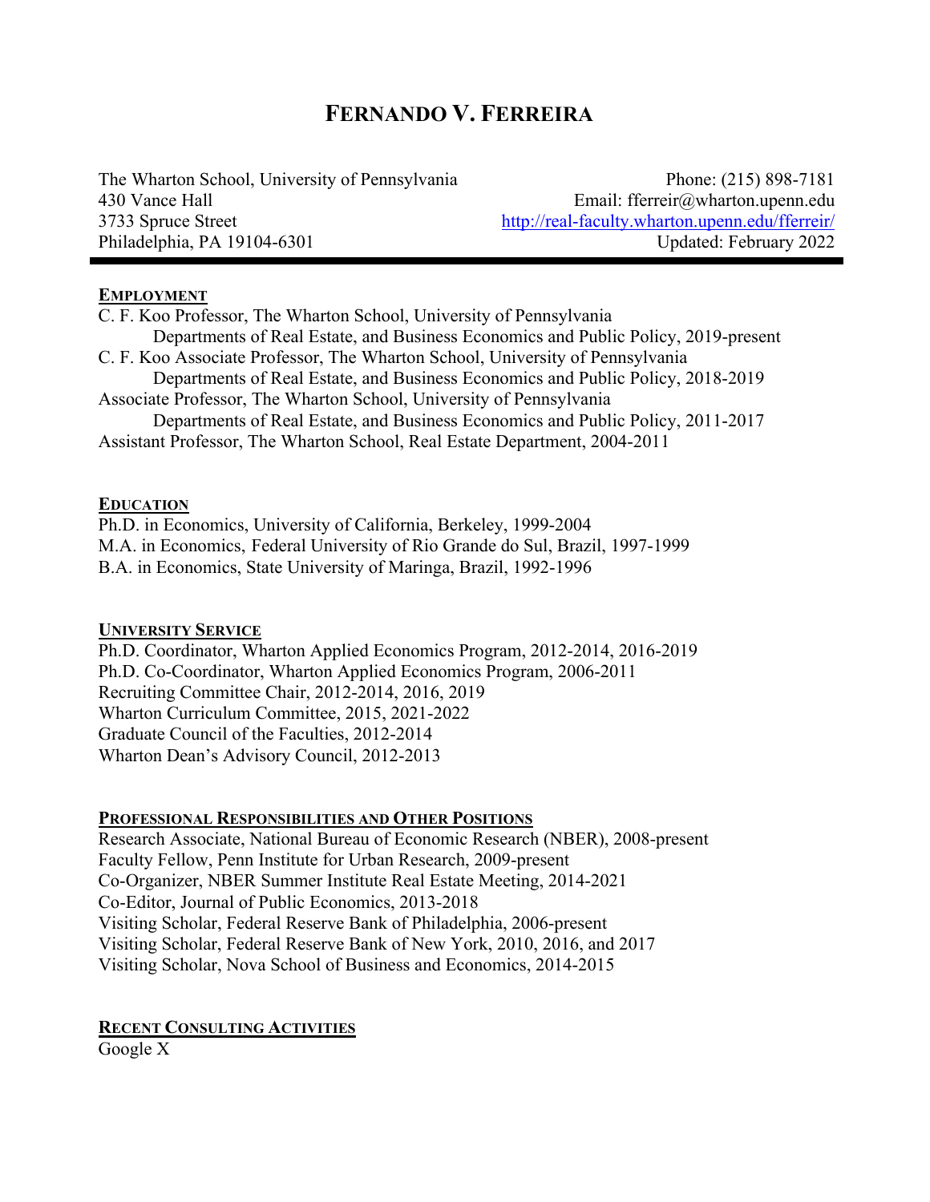# FERNANDO V. FERREIRA

The Wharton School, University of Pennsylvania
430 Vance Hall
3733 Spruce Street
Philadelphia, PA 19104-6301

Phone: (215) 898-7181
Email: fferreir@wharton.upenn.edu
http://real-faculty.wharton.upenn.edu/fferreir/
Updated: February 2022

## EMPLOYMENT

C. F. Koo Professor, The Wharton School, University of Pennsylvania
Departments of Real Estate, and Business Economics and Public Policy, 2019-present
C. F. Koo Associate Professor, The Wharton School, University of Pennsylvania
Departments of Real Estate, and Business Economics and Public Policy, 2018-2019
Associate Professor, The Wharton School, University of Pennsylvania
Departments of Real Estate, and Business Economics and Public Policy, 2011-2017
Assistant Professor, The Wharton School, Real Estate Department, 2004-2011

## EDUCATION

Ph.D. in Economics, University of California, Berkeley, 1999-2004
M.A. in Economics, Federal University of Rio Grande do Sul, Brazil, 1997-1999
B.A. in Economics, State University of Maringa, Brazil, 1992-1996

## UNIVERSITY SERVICE

Ph.D. Coordinator, Wharton Applied Economics Program, 2012-2014, 2016-2019
Ph.D. Co-Coordinator, Wharton Applied Economics Program, 2006-2011
Recruiting Committee Chair, 2012-2014, 2016, 2019
Wharton Curriculum Committee, 2015, 2021-2022
Graduate Council of the Faculties, 2012-2014
Wharton Dean's Advisory Council, 2012-2013

## PROFESSIONAL RESPONSIBILITIES AND OTHER POSITIONS

Research Associate, National Bureau of Economic Research (NBER), 2008-present
Faculty Fellow, Penn Institute for Urban Research, 2009-present
Co-Organizer, NBER Summer Institute Real Estate Meeting, 2014-2021
Co-Editor, Journal of Public Economics, 2013-2018
Visiting Scholar, Federal Reserve Bank of Philadelphia, 2006-present
Visiting Scholar, Federal Reserve Bank of New York, 2010, 2016, and 2017
Visiting Scholar, Nova School of Business and Economics, 2014-2015

## RECENT CONSULTING ACTIVITIES

Google X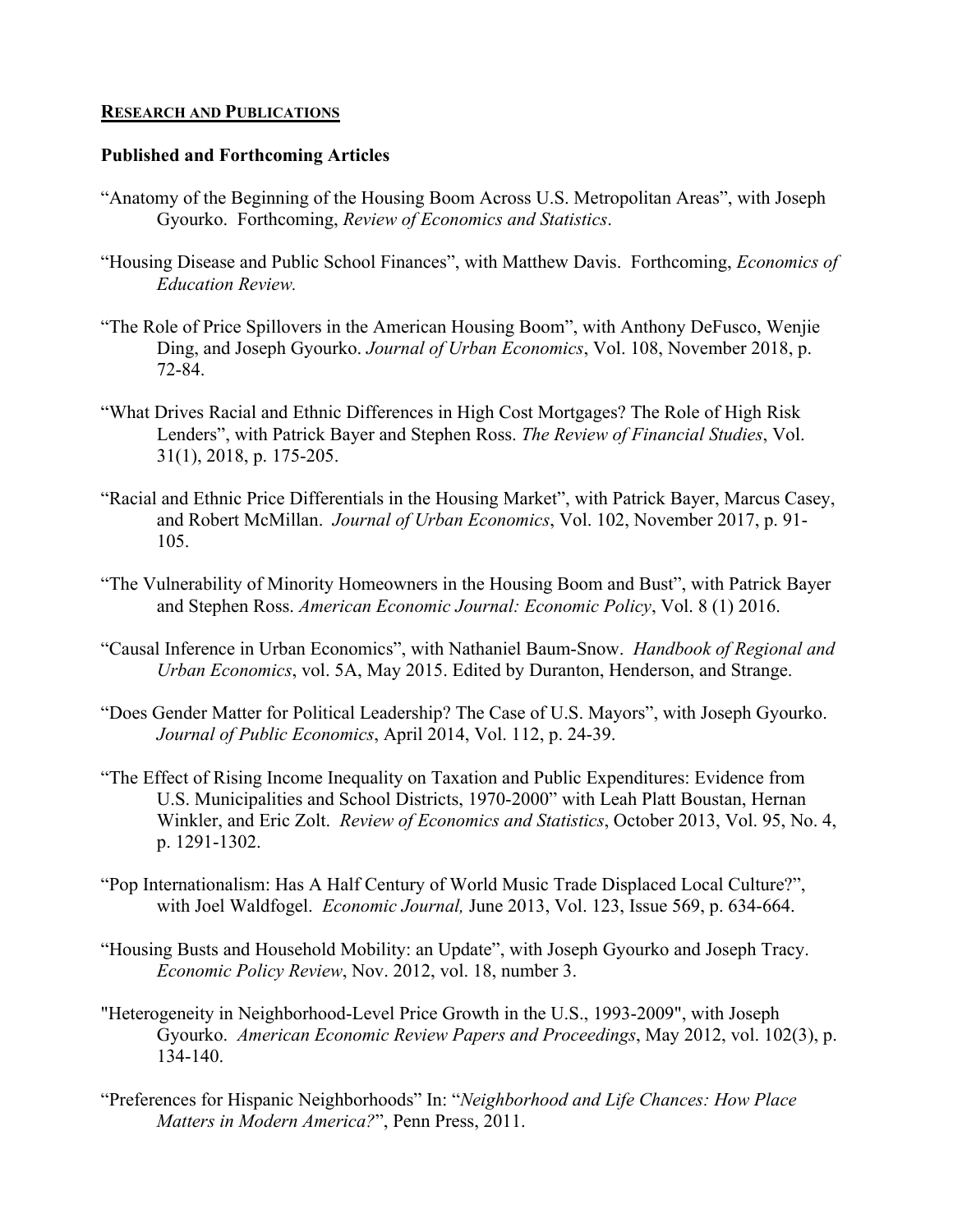## RESEARCH AND PUBLICATIONS

### Published and Forthcoming Articles

"Anatomy of the Beginning of the Housing Boom Across U.S. Metropolitan Areas", with Joseph Gyourko. Forthcoming, *Review of Economics and Statistics*.

"Housing Disease and Public School Finances", with Matthew Davis. Forthcoming, *Economics of Education Review.*

"The Role of Price Spillovers in the American Housing Boom", with Anthony DeFusco, Wenjie Ding, and Joseph Gyourko. *Journal of Urban Economics*, Vol. 108, November 2018, p. 72-84.

"What Drives Racial and Ethnic Differences in High Cost Mortgages? The Role of High Risk Lenders", with Patrick Bayer and Stephen Ross. *The Review of Financial Studies*, Vol. 31(1), 2018, p. 175-205.

"Racial and Ethnic Price Differentials in the Housing Market", with Patrick Bayer, Marcus Casey, and Robert McMillan. *Journal of Urban Economics*, Vol. 102, November 2017, p. 91-105.

"The Vulnerability of Minority Homeowners in the Housing Boom and Bust", with Patrick Bayer and Stephen Ross. *American Economic Journal: Economic Policy*, Vol. 8 (1) 2016.

"Causal Inference in Urban Economics", with Nathaniel Baum-Snow. *Handbook of Regional and Urban Economics*, vol. 5A, May 2015. Edited by Duranton, Henderson, and Strange.

"Does Gender Matter for Political Leadership? The Case of U.S. Mayors", with Joseph Gyourko. *Journal of Public Economics*, April 2014, Vol. 112, p. 24-39.

"The Effect of Rising Income Inequality on Taxation and Public Expenditures: Evidence from U.S. Municipalities and School Districts, 1970-2000" with Leah Platt Boustan, Hernan Winkler, and Eric Zolt. *Review of Economics and Statistics*, October 2013, Vol. 95, No. 4, p. 1291-1302.

"Pop Internationalism: Has A Half Century of World Music Trade Displaced Local Culture?", with Joel Waldfogel. *Economic Journal,* June 2013, Vol. 123, Issue 569, p. 634-664.

"Housing Busts and Household Mobility: an Update", with Joseph Gyourko and Joseph Tracy. *Economic Policy Review*, Nov. 2012, vol. 18, number 3.

"Heterogeneity in Neighborhood-Level Price Growth in the U.S., 1993-2009", with Joseph Gyourko. *American Economic Review Papers and Proceedings*, May 2012, vol. 102(3), p. 134-140.

"Preferences for Hispanic Neighborhoods" In: "*Neighborhood and Life Chances: How Place Matters in Modern America?*", Penn Press, 2011.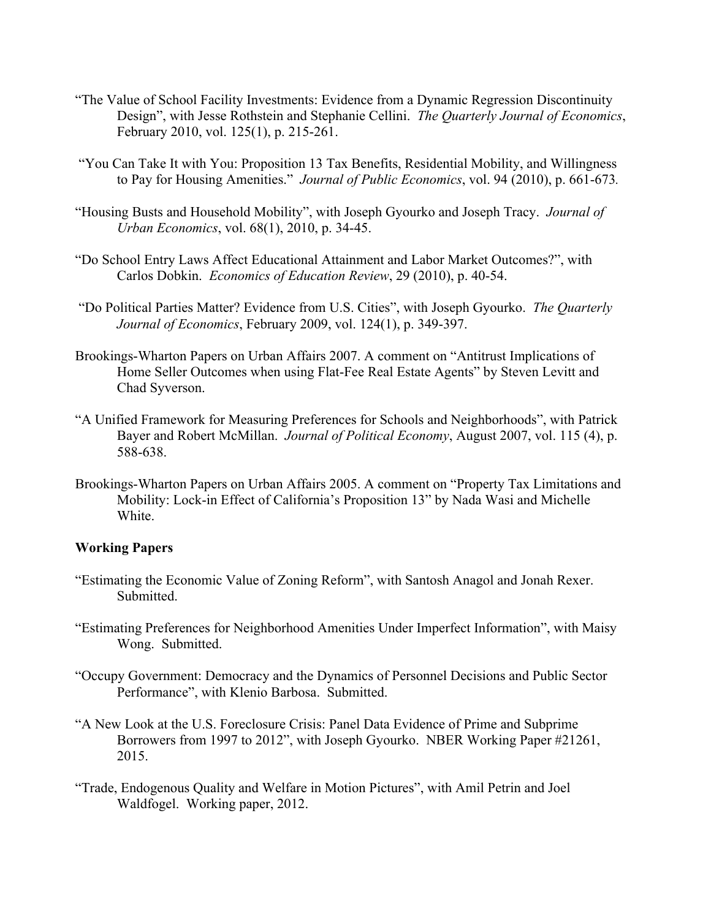"The Value of School Facility Investments: Evidence from a Dynamic Regression Discontinuity Design", with Jesse Rothstein and Stephanie Cellini. *The Quarterly Journal of Economics*, February 2010, vol. 125(1), p. 215-261.

"You Can Take It with You: Proposition 13 Tax Benefits, Residential Mobility, and Willingness to Pay for Housing Amenities." *Journal of Public Economics*, vol. 94 (2010), p. 661-673.

"Housing Busts and Household Mobility", with Joseph Gyourko and Joseph Tracy. *Journal of Urban Economics*, vol. 68(1), 2010, p. 34-45.

"Do School Entry Laws Affect Educational Attainment and Labor Market Outcomes?", with Carlos Dobkin. *Economics of Education Review*, 29 (2010), p. 40-54.

"Do Political Parties Matter? Evidence from U.S. Cities", with Joseph Gyourko. *The Quarterly Journal of Economics*, February 2009, vol. 124(1), p. 349-397.

Brookings-Wharton Papers on Urban Affairs 2007. A comment on "Antitrust Implications of Home Seller Outcomes when using Flat-Fee Real Estate Agents" by Steven Levitt and Chad Syverson.

"A Unified Framework for Measuring Preferences for Schools and Neighborhoods", with Patrick Bayer and Robert McMillan. *Journal of Political Economy*, August 2007, vol. 115 (4), p. 588-638.

Brookings-Wharton Papers on Urban Affairs 2005. A comment on "Property Tax Limitations and Mobility: Lock-in Effect of California's Proposition 13" by Nada Wasi and Michelle White.

**Working Papers**

"Estimating the Economic Value of Zoning Reform", with Santosh Anagol and Jonah Rexer. Submitted.

"Estimating Preferences for Neighborhood Amenities Under Imperfect Information", with Maisy Wong. Submitted.

"Occupy Government: Democracy and the Dynamics of Personnel Decisions and Public Sector Performance", with Klenio Barbosa. Submitted.

"A New Look at the U.S. Foreclosure Crisis: Panel Data Evidence of Prime and Subprime Borrowers from 1997 to 2012", with Joseph Gyourko. NBER Working Paper #21261, 2015.

"Trade, Endogenous Quality and Welfare in Motion Pictures", with Amil Petrin and Joel Waldfogel. Working paper, 2012.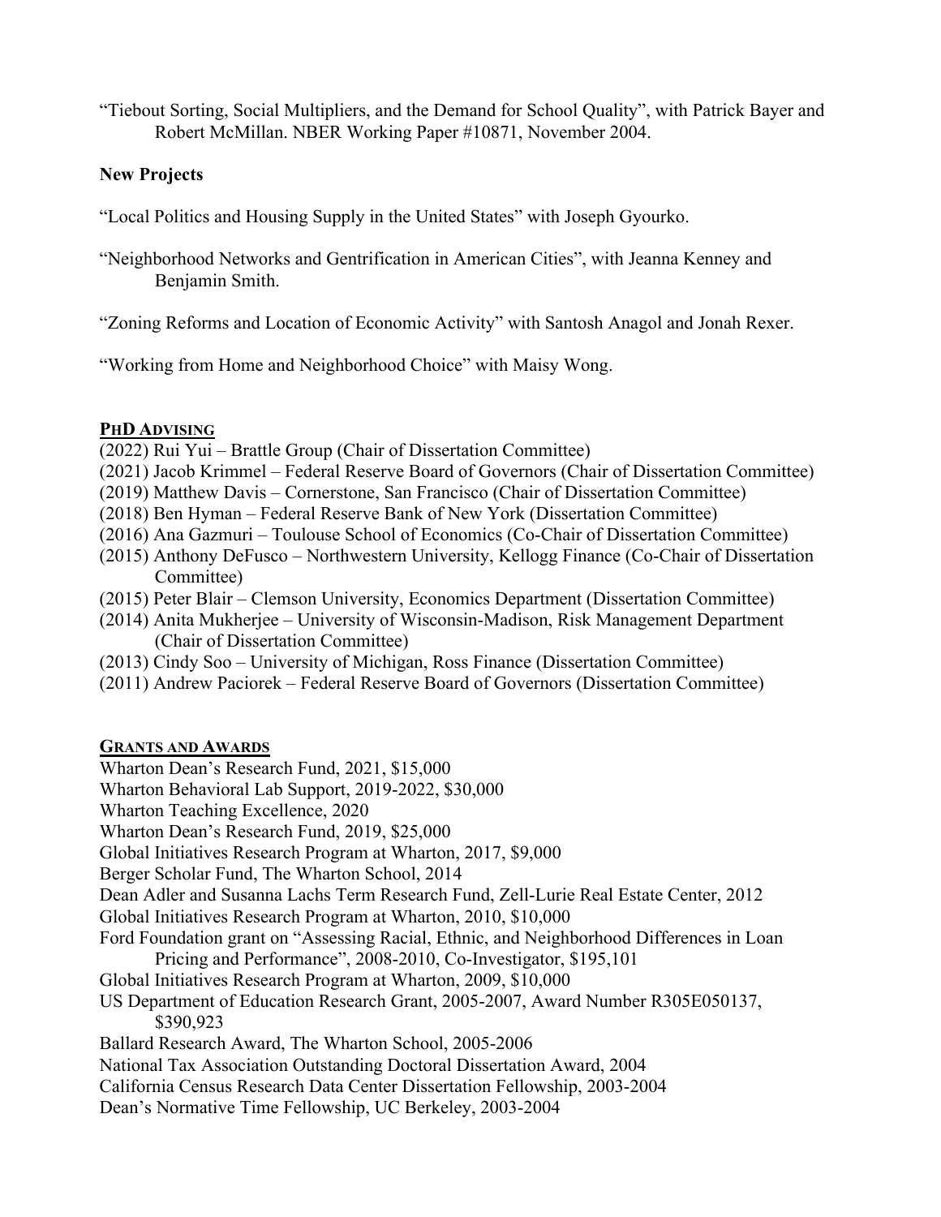"Tiebout Sorting, Social Multipliers, and the Demand for School Quality", with Patrick Bayer and Robert McMillan. NBER Working Paper #10871, November 2004.

**New Projects**

"Local Politics and Housing Supply in the United States" with Joseph Gyourko.

"Neighborhood Networks and Gentrification in American Cities", with Jeanna Kenney and Benjamin Smith.

"Zoning Reforms and Location of Economic Activity" with Santosh Anagol and Jonah Rexer.

"Working from Home and Neighborhood Choice" with Maisy Wong.

## PhD Advising

(2022) Rui Yui – Brattle Group (Chair of Dissertation Committee)
(2021) Jacob Krimmel – Federal Reserve Board of Governors (Chair of Dissertation Committee)
(2019) Matthew Davis – Cornerstone, San Francisco (Chair of Dissertation Committee)
(2018) Ben Hyman – Federal Reserve Bank of New York (Dissertation Committee)
(2016) Ana Gazmuri – Toulouse School of Economics (Co-Chair of Dissertation Committee)
(2015) Anthony DeFusco – Northwestern University, Kellogg Finance (Co-Chair of Dissertation Committee)
(2015) Peter Blair – Clemson University, Economics Department (Dissertation Committee)
(2014) Anita Mukherjee – University of Wisconsin-Madison, Risk Management Department (Chair of Dissertation Committee)
(2013) Cindy Soo – University of Michigan, Ross Finance (Dissertation Committee)
(2011) Andrew Paciorek – Federal Reserve Board of Governors (Dissertation Committee)

## Grants and Awards

Wharton Dean's Research Fund, 2021, $15,000
Wharton Behavioral Lab Support, 2019-2022, $30,000
Wharton Teaching Excellence, 2020
Wharton Dean's Research Fund, 2019, $25,000
Global Initiatives Research Program at Wharton, 2017, $9,000
Berger Scholar Fund, The Wharton School, 2014
Dean Adler and Susanna Lachs Term Research Fund, Zell-Lurie Real Estate Center, 2012
Global Initiatives Research Program at Wharton, 2010, $10,000
Ford Foundation grant on "Assessing Racial, Ethnic, and Neighborhood Differences in Loan Pricing and Performance", 2008-2010, Co-Investigator, $195,101
Global Initiatives Research Program at Wharton, 2009, $10,000
US Department of Education Research Grant, 2005-2007, Award Number R305E050137, $390,923
Ballard Research Award, The Wharton School, 2005-2006
National Tax Association Outstanding Doctoral Dissertation Award, 2004
California Census Research Data Center Dissertation Fellowship, 2003-2004
Dean's Normative Time Fellowship, UC Berkeley, 2003-2004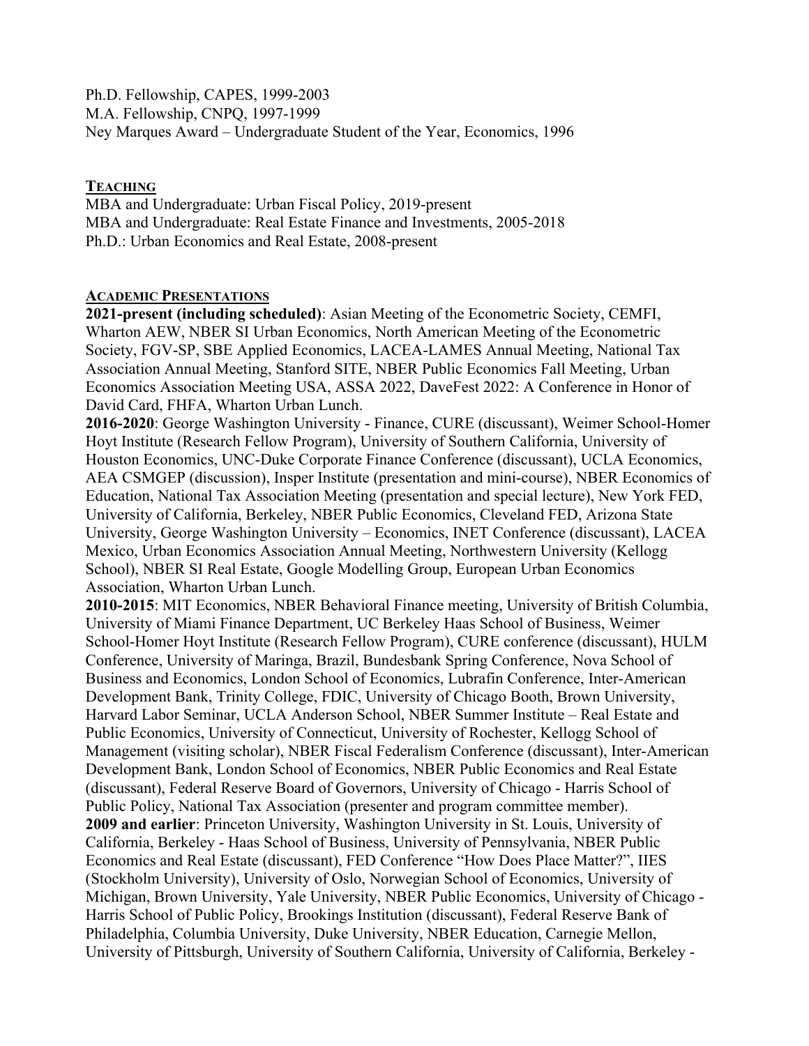Ph.D. Fellowship, CAPES, 1999-2003
M.A. Fellowship, CNPQ, 1997-1999
Ney Marques Award – Undergraduate Student of the Year, Economics, 1996

## TEACHING

MBA and Undergraduate: Urban Fiscal Policy, 2019-present
MBA and Undergraduate: Real Estate Finance and Investments, 2005-2018
Ph.D.: Urban Economics and Real Estate, 2008-present

## ACADEMIC PRESENTATIONS

**2021-present (including scheduled)**: Asian Meeting of the Econometric Society, CEMFI, Wharton AEW, NBER SI Urban Economics, North American Meeting of the Econometric Society, FGV-SP, SBE Applied Economics, LACEA-LAMES Annual Meeting, National Tax Association Annual Meeting, Stanford SITE, NBER Public Economics Fall Meeting, Urban Economics Association Meeting USA, ASSA 2022, DaveFest 2022: A Conference in Honor of David Card, FHFA, Wharton Urban Lunch.

**2016-2020**: George Washington University - Finance, CURE (discussant), Weimer School-Homer Hoyt Institute (Research Fellow Program), University of Southern California, University of Houston Economics, UNC-Duke Corporate Finance Conference (discussant), UCLA Economics, AEA CSMGEP (discussion), Insper Institute (presentation and mini-course), NBER Economics of Education, National Tax Association Meeting (presentation and special lecture), New York FED, University of California, Berkeley, NBER Public Economics, Cleveland FED, Arizona State University, George Washington University – Economics, INET Conference (discussant), LACEA Mexico, Urban Economics Association Annual Meeting, Northwestern University (Kellogg School), NBER SI Real Estate, Google Modelling Group, European Urban Economics Association, Wharton Urban Lunch.

**2010-2015**: MIT Economics, NBER Behavioral Finance meeting, University of British Columbia, University of Miami Finance Department, UC Berkeley Haas School of Business, Weimer School-Homer Hoyt Institute (Research Fellow Program), CURE conference (discussant), HULM Conference, University of Maringa, Brazil, Bundesbank Spring Conference, Nova School of Business and Economics, London School of Economics, Lubrafin Conference, Inter-American Development Bank, Trinity College, FDIC, University of Chicago Booth, Brown University, Harvard Labor Seminar, UCLA Anderson School, NBER Summer Institute – Real Estate and Public Economics, University of Connecticut, University of Rochester, Kellogg School of Management (visiting scholar), NBER Fiscal Federalism Conference (discussant), Inter-American Development Bank, London School of Economics, NBER Public Economics and Real Estate (discussant), Federal Reserve Board of Governors, University of Chicago - Harris School of Public Policy, National Tax Association (presenter and program committee member).

**2009 and earlier**: Princeton University, Washington University in St. Louis, University of California, Berkeley - Haas School of Business, University of Pennsylvania, NBER Public Economics and Real Estate (discussant), FED Conference "How Does Place Matter?", IIES (Stockholm University), University of Oslo, Norwegian School of Economics, University of Michigan, Brown University, Yale University, NBER Public Economics, University of Chicago - Harris School of Public Policy, Brookings Institution (discussant), Federal Reserve Bank of Philadelphia, Columbia University, Duke University, NBER Education, Carnegie Mellon, University of Pittsburgh, University of Southern California, University of California, Berkeley -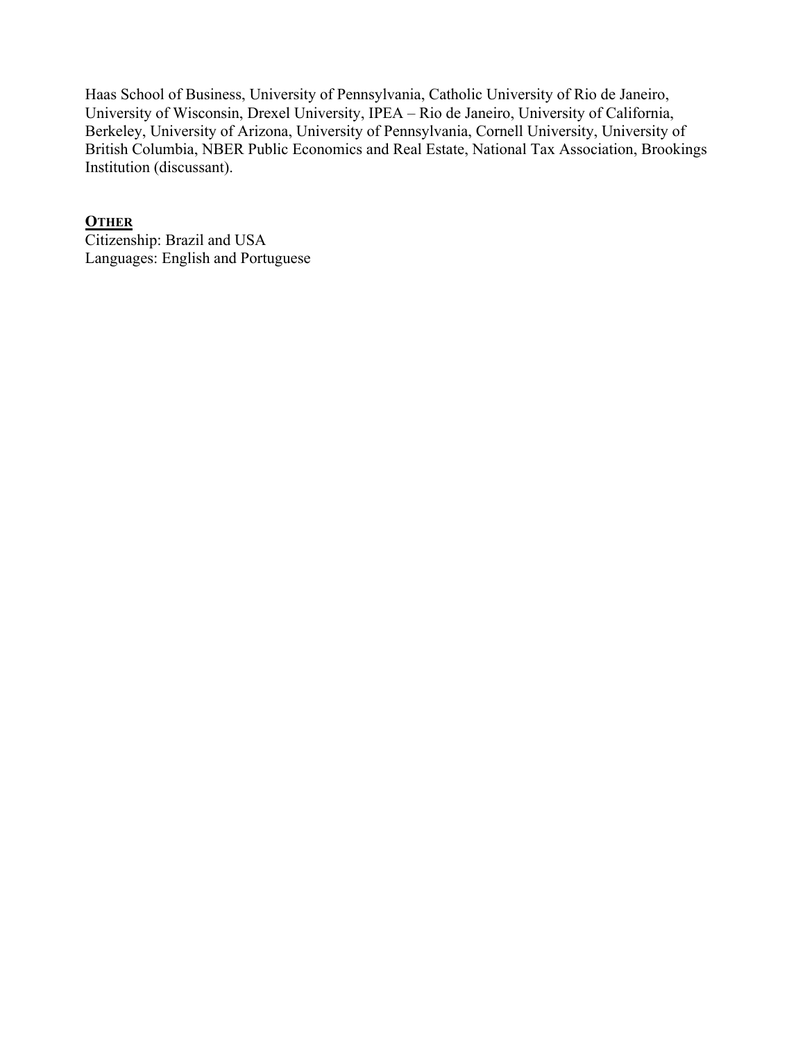Haas School of Business, University of Pennsylvania, Catholic University of Rio de Janeiro, University of Wisconsin, Drexel University, IPEA – Rio de Janeiro, University of California, Berkeley, University of Arizona, University of Pennsylvania, Cornell University, University of British Columbia, NBER Public Economics and Real Estate, National Tax Association, Brookings Institution (discussant).

## OTHER

Citizenship: Brazil and USA
Languages: English and Portuguese